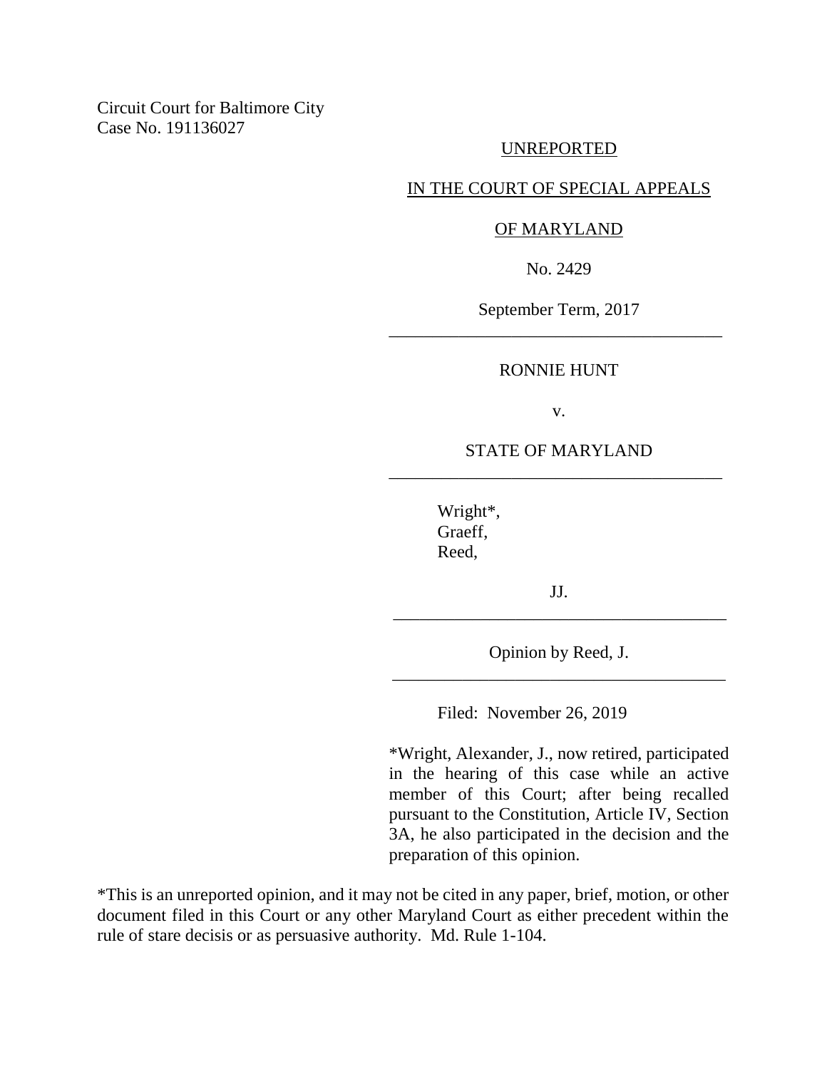Circuit Court for Baltimore City
Case No. 191136027

UNREPORTED

IN THE COURT OF SPECIAL APPEALS

OF MARYLAND

No. 2429

September Term, 2017

---

RONNIE HUNT

v.

STATE OF MARYLAND

---

Wright*,
Graeff,
Reed,

JJ.

---

Opinion by Reed, J.

---

Filed: November 26, 2019

*Wright, Alexander, J., now retired, participated in the hearing of this case while an active member of this Court; after being recalled pursuant to the Constitution, Article IV, Section 3A, he also participated in the decision and the preparation of this opinion.

*This is an unreported opinion, and it may not be cited in any paper, brief, motion, or other document filed in this Court or any other Maryland Court as either precedent within the rule of stare decisis or as persuasive authority. Md. Rule 1-104.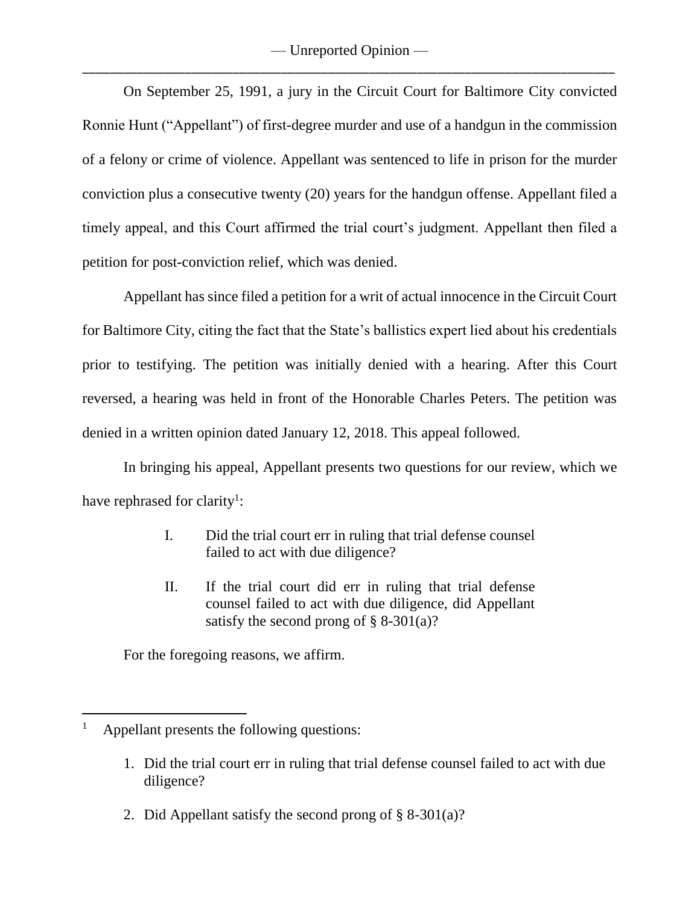On September 25, 1991, a jury in the Circuit Court for Baltimore City convicted Ronnie Hunt ("Appellant") of first-degree murder and use of a handgun in the commission of a felony or crime of violence. Appellant was sentenced to life in prison for the murder conviction plus a consecutive twenty (20) years for the handgun offense. Appellant filed a timely appeal, and this Court affirmed the trial court's judgment. Appellant then filed a petition for post-conviction relief, which was denied.

Appellant has since filed a petition for a writ of actual innocence in the Circuit Court for Baltimore City, citing the fact that the State's ballistics expert lied about his credentials prior to testifying. The petition was initially denied with a hearing. After this Court reversed, a hearing was held in front of the Honorable Charles Peters. The petition was denied in a written opinion dated January 12, 2018. This appeal followed.

In bringing his appeal, Appellant presents two questions for our review, which we have rephrased for clarity[1]:

> I. Did the trial court err in ruling that trial defense counsel failed to act with due diligence?
>
> II. If the trial court did err in ruling that trial defense counsel failed to act with due diligence, did Appellant satisfy the second prong of § 8-301(a)?

For the foregoing reasons, we affirm.

---

[1] Appellant presents the following questions:

1. Did the trial court err in ruling that trial defense counsel failed to act with due diligence?

2. Did Appellant satisfy the second prong of § 8-301(a)?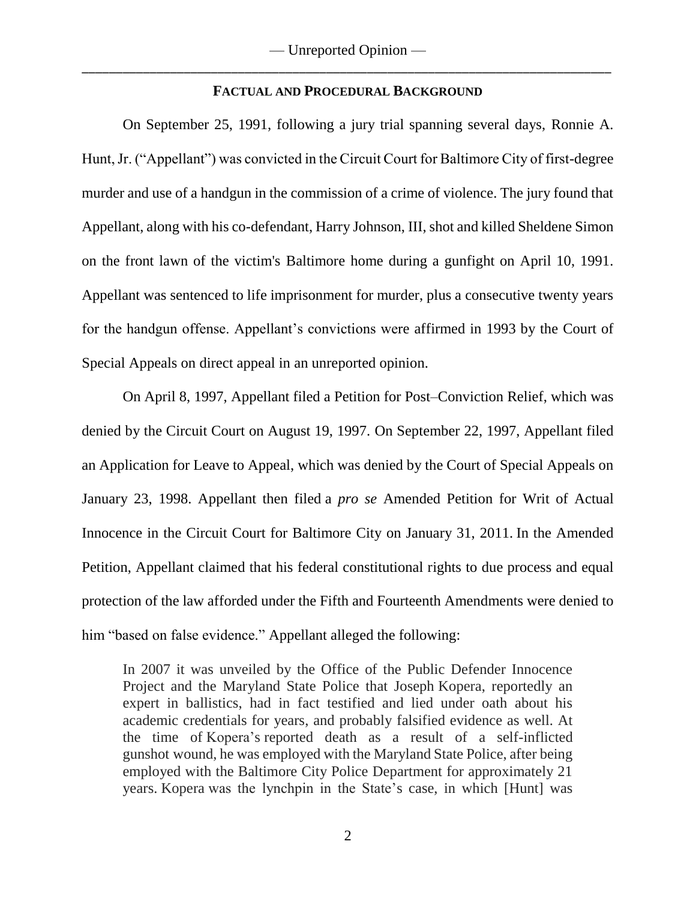## FACTUAL AND PROCEDURAL BACKGROUND

On September 25, 1991, following a jury trial spanning several days, Ronnie A. Hunt, Jr. ("Appellant") was convicted in the Circuit Court for Baltimore City of first-degree murder and use of a handgun in the commission of a crime of violence. The jury found that Appellant, along with his co-defendant, Harry Johnson, III, shot and killed Sheldene Simon on the front lawn of the victim's Baltimore home during a gunfight on April 10, 1991. Appellant was sentenced to life imprisonment for murder, plus a consecutive twenty years for the handgun offense. Appellant's convictions were affirmed in 1993 by the Court of Special Appeals on direct appeal in an unreported opinion.

On April 8, 1997, Appellant filed a Petition for Post–Conviction Relief, which was denied by the Circuit Court on August 19, 1997. On September 22, 1997, Appellant filed an Application for Leave to Appeal, which was denied by the Court of Special Appeals on January 23, 1998. Appellant then filed a *pro se* Amended Petition for Writ of Actual Innocence in the Circuit Court for Baltimore City on January 31, 2011. In the Amended Petition, Appellant claimed that his federal constitutional rights to due process and equal protection of the law afforded under the Fifth and Fourteenth Amendments were denied to him "based on false evidence." Appellant alleged the following:

> In 2007 it was unveiled by the Office of the Public Defender Innocence Project and the Maryland State Police that Joseph Kopera, reportedly an expert in ballistics, had in fact testified and lied under oath about his academic credentials for years, and probably falsified evidence as well. At the time of Kopera's reported death as a result of a self-inflicted gunshot wound, he was employed with the Maryland State Police, after being employed with the Baltimore City Police Department for approximately 21 years. Kopera was the lynchpin in the State's case, in which [Hunt] was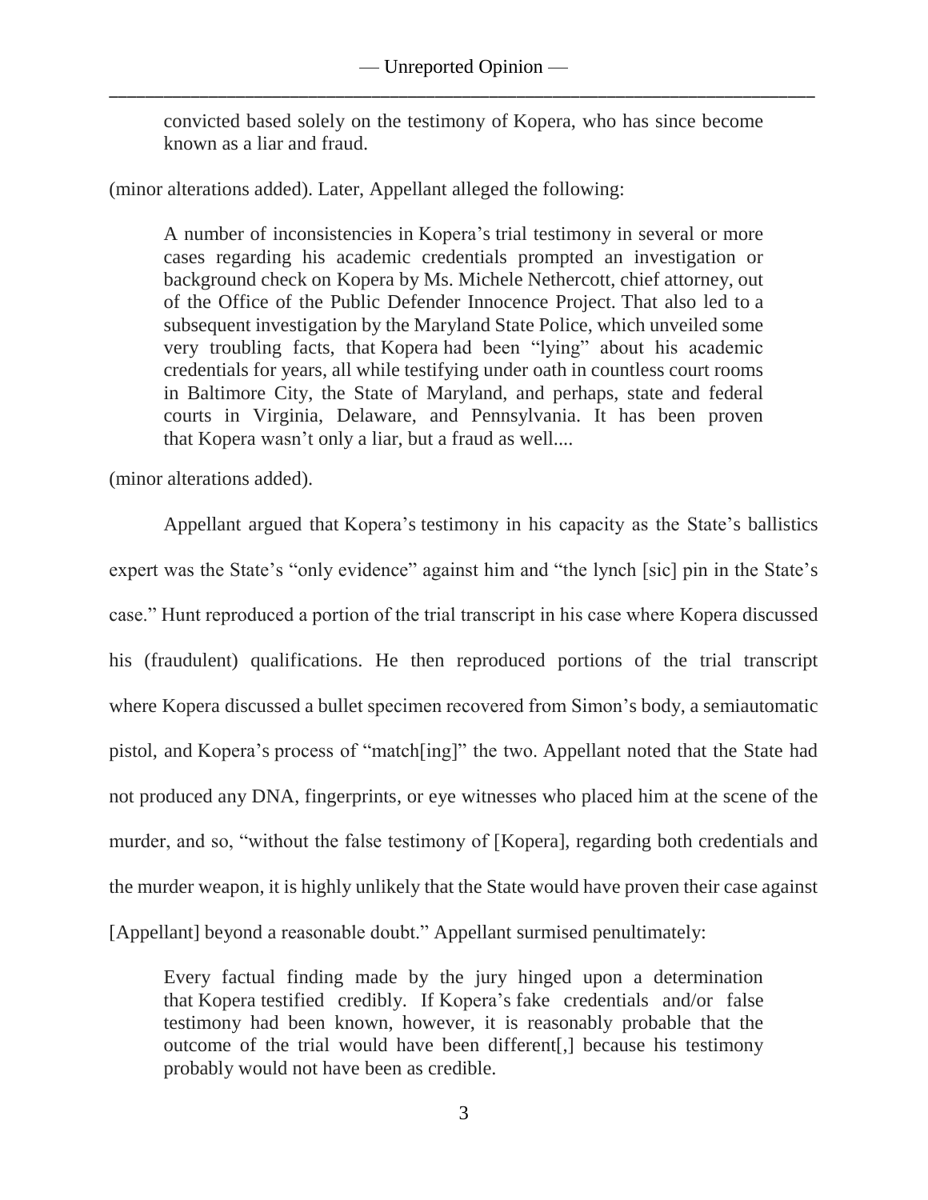> convicted based solely on the testimony of Kopera, who has since become known as a liar and fraud.

(minor alterations added). Later, Appellant alleged the following:

> A number of inconsistencies in Kopera's trial testimony in several or more cases regarding his academic credentials prompted an investigation or background check on Kopera by Ms. Michele Nethercott, chief attorney, out of the Office of the Public Defender Innocence Project. That also led to a subsequent investigation by the Maryland State Police, which unveiled some very troubling facts, that Kopera had been "lying" about his academic credentials for years, all while testifying under oath in countless court rooms in Baltimore City, the State of Maryland, and perhaps, state and federal courts in Virginia, Delaware, and Pennsylvania. It has been proven that Kopera wasn't only a liar, but a fraud as well....

(minor alterations added).

Appellant argued that Kopera's testimony in his capacity as the State's ballistics expert was the State's "only evidence" against him and "the lynch [sic] pin in the State's case." Hunt reproduced a portion of the trial transcript in his case where Kopera discussed his (fraudulent) qualifications. He then reproduced portions of the trial transcript where Kopera discussed a bullet specimen recovered from Simon's body, a semiautomatic pistol, and Kopera's process of "match[ing]" the two. Appellant noted that the State had not produced any DNA, fingerprints, or eye witnesses who placed him at the scene of the murder, and so, "without the false testimony of [Kopera], regarding both credentials and the murder weapon, it is highly unlikely that the State would have proven their case against [Appellant] beyond a reasonable doubt." Appellant surmised penultimately:

> Every factual finding made by the jury hinged upon a determination that Kopera testified credibly. If Kopera's fake credentials and/or false testimony had been known, however, it is reasonably probable that the outcome of the trial would have been different[,] because his testimony probably would not have been as credible.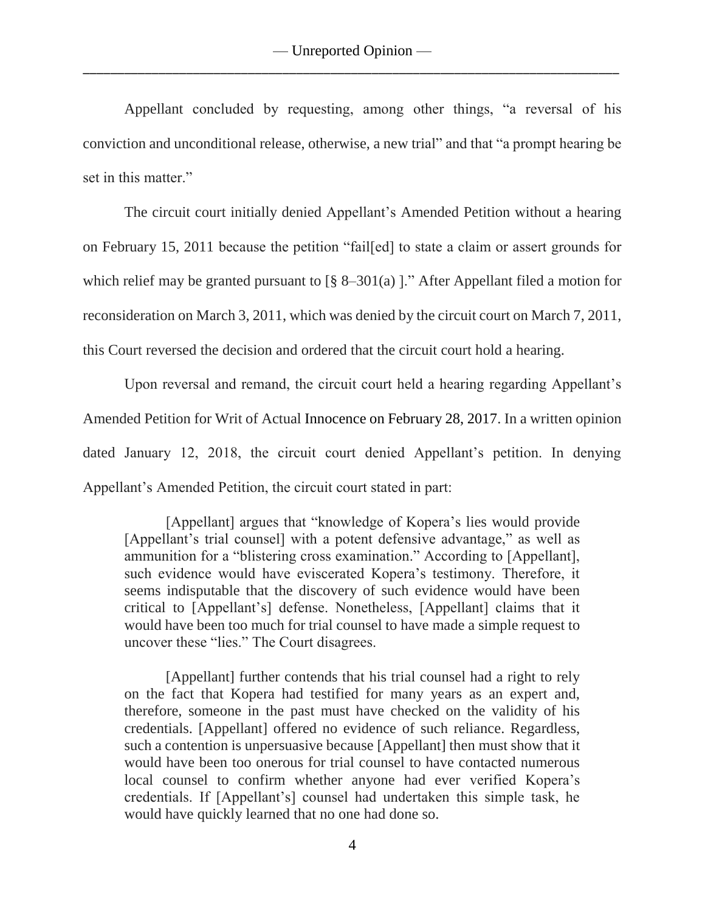Appellant concluded by requesting, among other things, "a reversal of his conviction and unconditional release, otherwise, a new trial" and that "a prompt hearing be set in this matter."

The circuit court initially denied Appellant's Amended Petition without a hearing on February 15, 2011 because the petition "fail[ed] to state a claim or assert grounds for which relief may be granted pursuant to [§ 8–301(a) ]." After Appellant filed a motion for reconsideration on March 3, 2011, which was denied by the circuit court on March 7, 2011, this Court reversed the decision and ordered that the circuit court hold a hearing.

Upon reversal and remand, the circuit court held a hearing regarding Appellant's Amended Petition for Writ of Actual Innocence on February 28, 2017. In a written opinion dated January 12, 2018, the circuit court denied Appellant's petition. In denying Appellant's Amended Petition, the circuit court stated in part:

> [Appellant] argues that "knowledge of Kopera's lies would provide [Appellant's trial counsel] with a potent defensive advantage," as well as ammunition for a "blistering cross examination." According to [Appellant], such evidence would have eviscerated Kopera's testimony. Therefore, it seems indisputable that the discovery of such evidence would have been critical to [Appellant's] defense. Nonetheless, [Appellant] claims that it would have been too much for trial counsel to have made a simple request to uncover these "lies." The Court disagrees.
>
> [Appellant] further contends that his trial counsel had a right to rely on the fact that Kopera had testified for many years as an expert and, therefore, someone in the past must have checked on the validity of his credentials. [Appellant] offered no evidence of such reliance. Regardless, such a contention is unpersuasive because [Appellant] then must show that it would have been too onerous for trial counsel to have contacted numerous local counsel to confirm whether anyone had ever verified Kopera's credentials. If [Appellant's] counsel had undertaken this simple task, he would have quickly learned that no one had done so.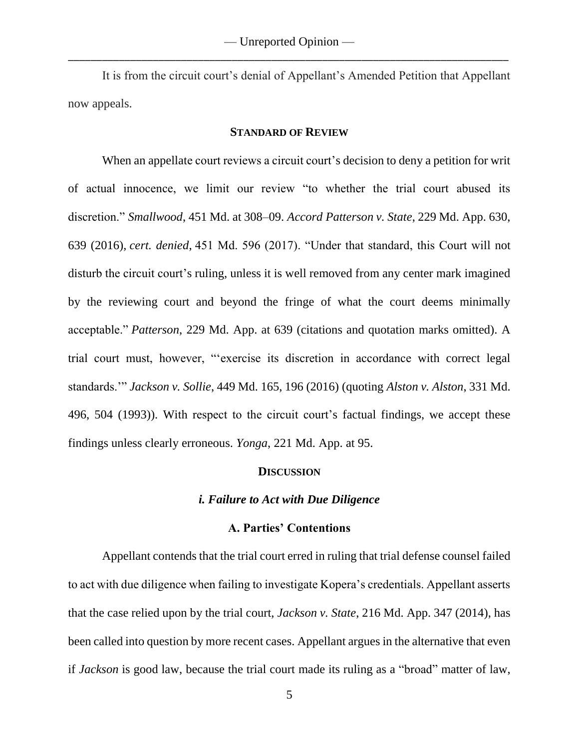It is from the circuit court's denial of Appellant's Amended Petition that Appellant now appeals.

## STANDARD OF REVIEW

When an appellate court reviews a circuit court's decision to deny a petition for writ of actual innocence, we limit our review "to whether the trial court abused its discretion." *Smallwood*, 451 Md. at 308–09. *Accord Patterson v. State*, 229 Md. App. 630, 639 (2016), *cert. denied*, 451 Md. 596 (2017). "Under that standard, this Court will not disturb the circuit court's ruling, unless it is well removed from any center mark imagined by the reviewing court and beyond the fringe of what the court deems minimally acceptable." *Patterson*, 229 Md. App. at 639 (citations and quotation marks omitted). A trial court must, however, "'exercise its discretion in accordance with correct legal standards.'" *Jackson v. Sollie*, 449 Md. 165, 196 (2016) (quoting *Alston v. Alston*, 331 Md. 496, 504 (1993)). With respect to the circuit court's factual findings, we accept these findings unless clearly erroneous. *Yonga*, 221 Md. App. at 95.

## DISCUSSION

### *i. Failure to Act with Due Diligence*

#### A. Parties' Contentions

Appellant contends that the trial court erred in ruling that trial defense counsel failed to act with due diligence when failing to investigate Kopera's credentials. Appellant asserts that the case relied upon by the trial court, *Jackson v. State*, 216 Md. App. 347 (2014), has been called into question by more recent cases. Appellant argues in the alternative that even if *Jackson* is good law, because the trial court made its ruling as a "broad" matter of law,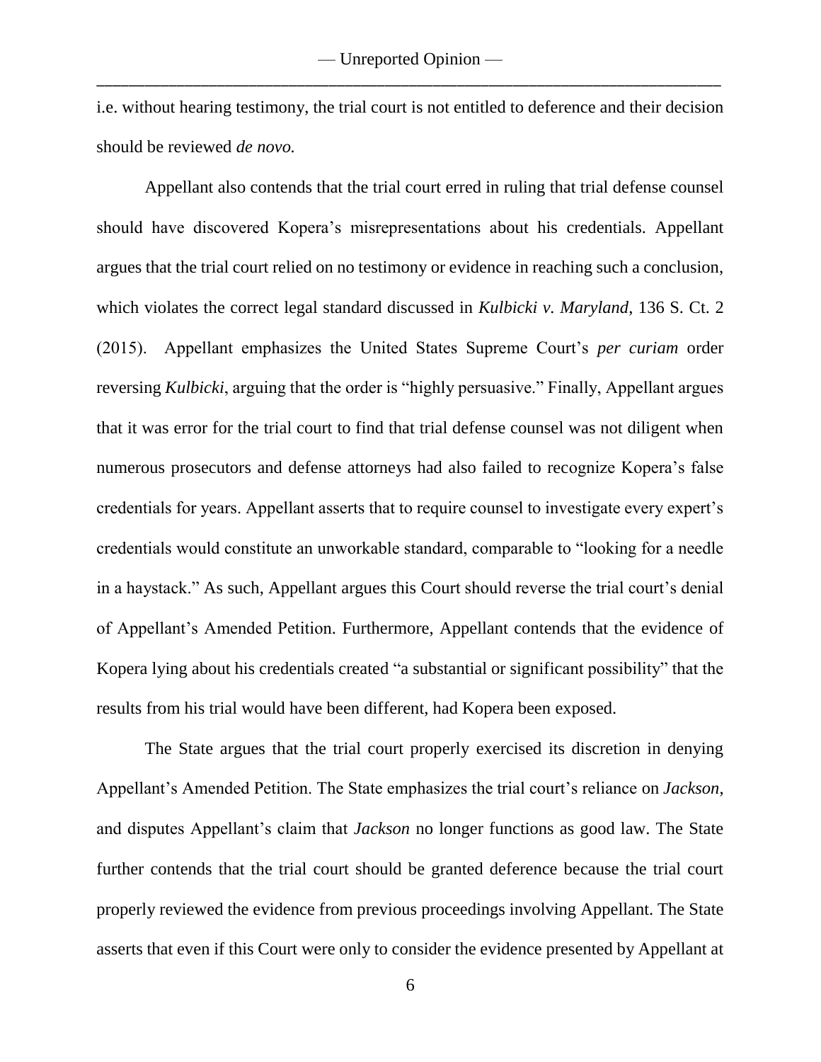i.e. without hearing testimony, the trial court is not entitled to deference and their decision should be reviewed *de novo.*

Appellant also contends that the trial court erred in ruling that trial defense counsel should have discovered Kopera's misrepresentations about his credentials. Appellant argues that the trial court relied on no testimony or evidence in reaching such a conclusion, which violates the correct legal standard discussed in *Kulbicki v. Maryland*, 136 S. Ct. 2 (2015). Appellant emphasizes the United States Supreme Court's *per curiam* order reversing *Kulbicki*, arguing that the order is "highly persuasive." Finally, Appellant argues that it was error for the trial court to find that trial defense counsel was not diligent when numerous prosecutors and defense attorneys had also failed to recognize Kopera's false credentials for years. Appellant asserts that to require counsel to investigate every expert's credentials would constitute an unworkable standard, comparable to "looking for a needle in a haystack." As such, Appellant argues this Court should reverse the trial court's denial of Appellant's Amended Petition. Furthermore, Appellant contends that the evidence of Kopera lying about his credentials created "a substantial or significant possibility" that the results from his trial would have been different, had Kopera been exposed.

The State argues that the trial court properly exercised its discretion in denying Appellant's Amended Petition. The State emphasizes the trial court's reliance on *Jackson*, and disputes Appellant's claim that *Jackson* no longer functions as good law. The State further contends that the trial court should be granted deference because the trial court properly reviewed the evidence from previous proceedings involving Appellant. The State asserts that even if this Court were only to consider the evidence presented by Appellant at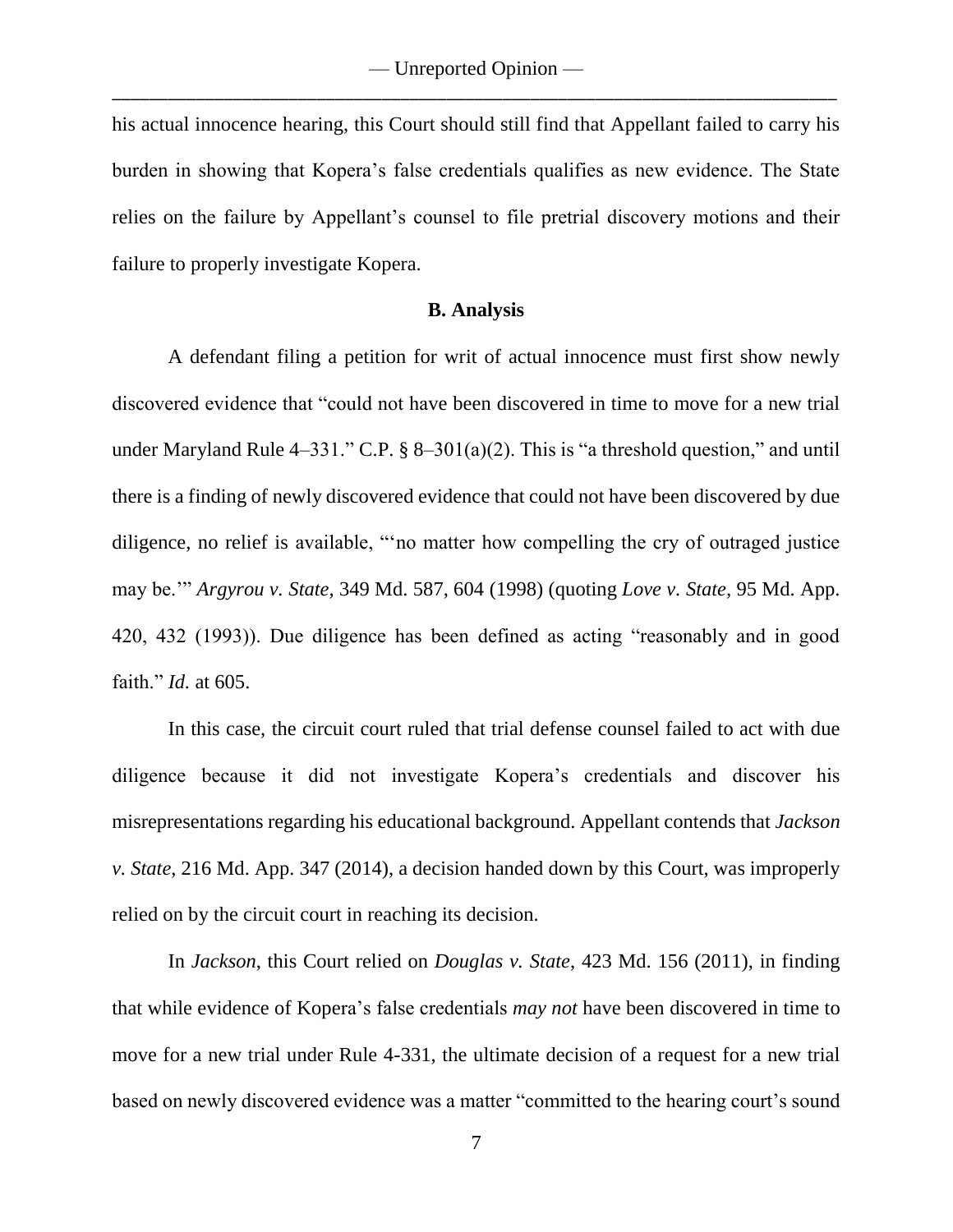his actual innocence hearing, this Court should still find that Appellant failed to carry his burden in showing that Kopera's false credentials qualifies as new evidence. The State relies on the failure by Appellant's counsel to file pretrial discovery motions and their failure to properly investigate Kopera.

### B. Analysis

A defendant filing a petition for writ of actual innocence must first show newly discovered evidence that "could not have been discovered in time to move for a new trial under Maryland Rule 4–331." C.P. § 8–301(a)(2). This is "a threshold question," and until there is a finding of newly discovered evidence that could not have been discovered by due diligence, no relief is available, "'no matter how compelling the cry of outraged justice may be.'" *Argyrou v. State,* 349 Md. 587, 604 (1998) (quoting *Love v. State,* 95 Md. App. 420, 432 (1993)). Due diligence has been defined as acting "reasonably and in good faith." *Id.* at 605.

In this case, the circuit court ruled that trial defense counsel failed to act with due diligence because it did not investigate Kopera's credentials and discover his misrepresentations regarding his educational background. Appellant contends that *Jackson v. State*, 216 Md. App. 347 (2014), a decision handed down by this Court, was improperly relied on by the circuit court in reaching its decision.

In *Jackson*, this Court relied on *Douglas v. State*, 423 Md. 156 (2011), in finding that while evidence of Kopera's false credentials *may not* have been discovered in time to move for a new trial under Rule 4-331, the ultimate decision of a request for a new trial based on newly discovered evidence was a matter "committed to the hearing court's sound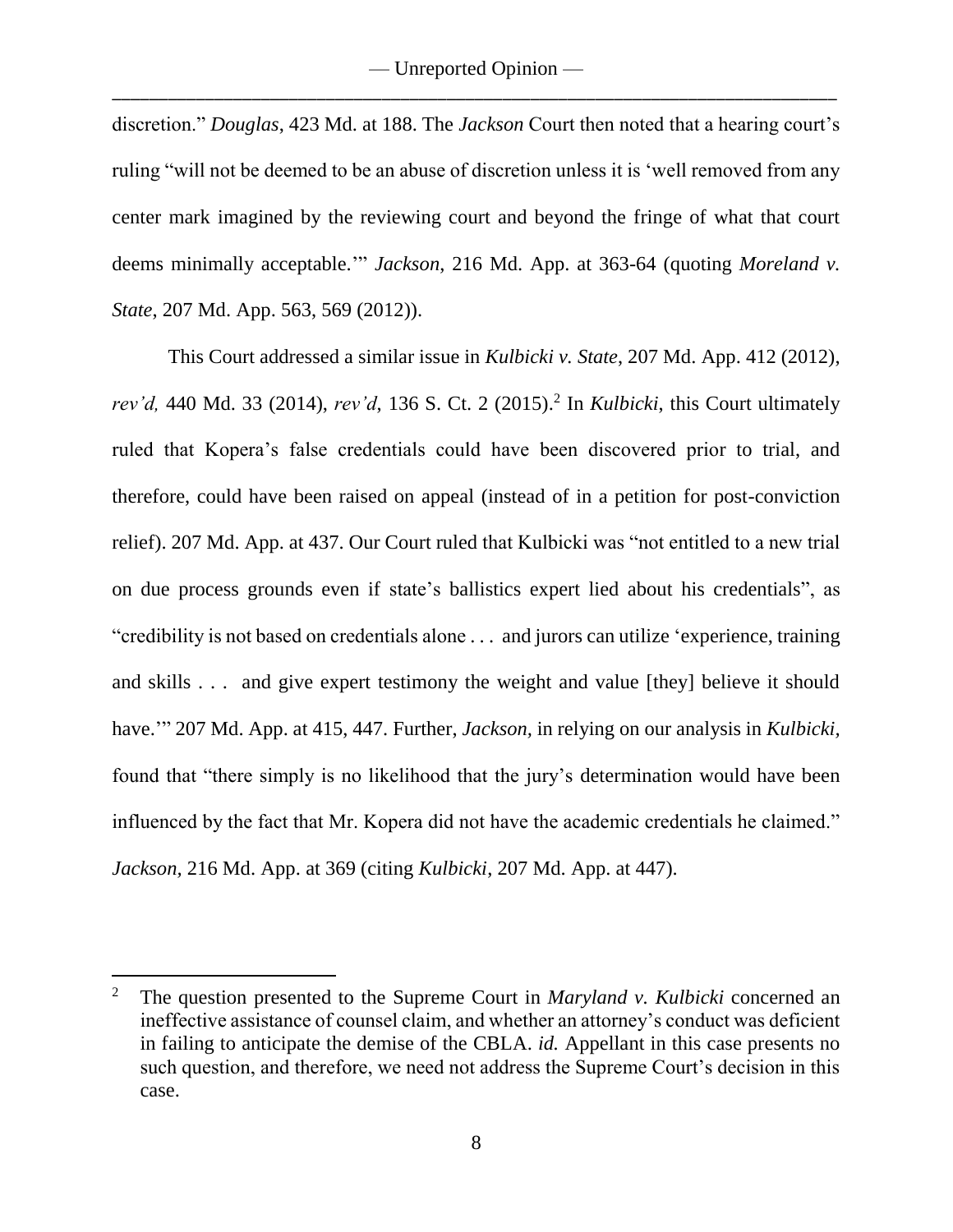discretion." *Douglas*, 423 Md. at 188. The *Jackson* Court then noted that a hearing court's ruling "will not be deemed to be an abuse of discretion unless it is 'well removed from any center mark imagined by the reviewing court and beyond the fringe of what that court deems minimally acceptable.'" *Jackson*, 216 Md. App. at 363-64 (quoting *Moreland v. State*, 207 Md. App. 563, 569 (2012)).

This Court addressed a similar issue in *Kulbicki v. State*, 207 Md. App. 412 (2012), *rev'd,* 440 Md. 33 (2014), *rev'd*, 136 S. Ct. 2 (2015).[2] In *Kulbicki*, this Court ultimately ruled that Kopera's false credentials could have been discovered prior to trial, and therefore, could have been raised on appeal (instead of in a petition for post-conviction relief). 207 Md. App. at 437. Our Court ruled that Kulbicki was "not entitled to a new trial on due process grounds even if state's ballistics expert lied about his credentials", as "credibility is not based on credentials alone . . . and jurors can utilize 'experience, training and skills . . . and give expert testimony the weight and value [they] believe it should have.'" 207 Md. App. at 415, 447. Further, *Jackson,* in relying on our analysis in *Kulbicki,* found that "there simply is no likelihood that the jury's determination would have been influenced by the fact that Mr. Kopera did not have the academic credentials he claimed." *Jackson,* 216 Md. App. at 369 (citing *Kulbicki*, 207 Md. App. at 447).

---

[2] The question presented to the Supreme Court in *Maryland v. Kulbicki* concerned an ineffective assistance of counsel claim, and whether an attorney's conduct was deficient in failing to anticipate the demise of the CBLA. *id.* Appellant in this case presents no such question, and therefore, we need not address the Supreme Court's decision in this case.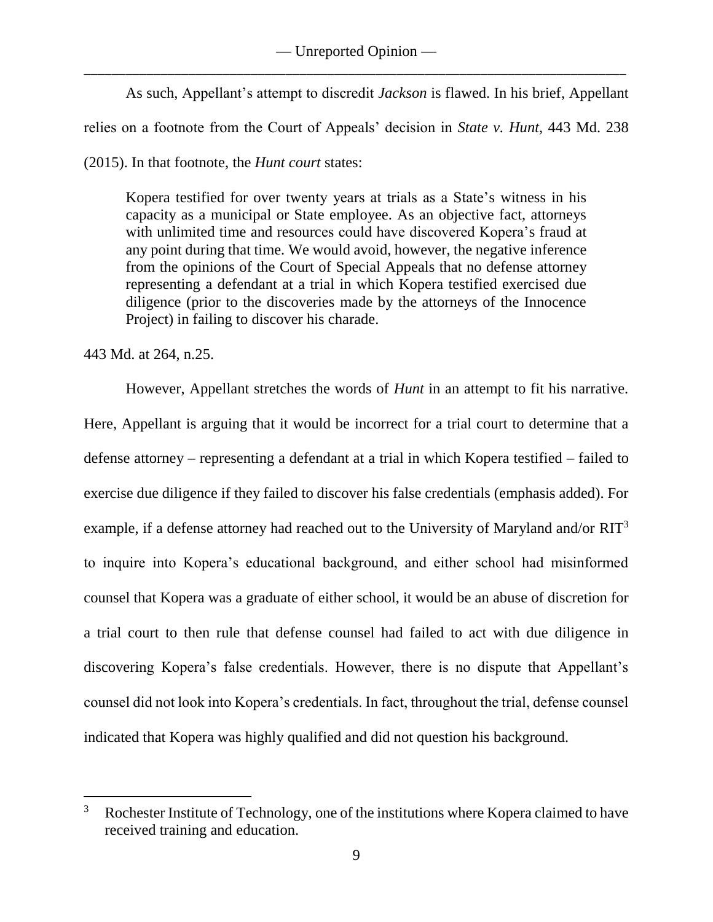As such, Appellant's attempt to discredit *Jackson* is flawed. In his brief, Appellant relies on a footnote from the Court of Appeals' decision in *State v. Hunt*, 443 Md. 238 (2015). In that footnote, the *Hunt court* states:

> Kopera testified for over twenty years at trials as a State's witness in his capacity as a municipal or State employee. As an objective fact, attorneys with unlimited time and resources could have discovered Kopera's fraud at any point during that time. We would avoid, however, the negative inference from the opinions of the Court of Special Appeals that no defense attorney representing a defendant at a trial in which Kopera testified exercised due diligence (prior to the discoveries made by the attorneys of the Innocence Project) in failing to discover his charade.

443 Md. at 264, n.25.

However, Appellant stretches the words of *Hunt* in an attempt to fit his narrative. Here, Appellant is arguing that it would be incorrect for a trial court to determine that a defense attorney – representing a defendant at a trial in which Kopera testified – failed to exercise due diligence if they failed to discover his false credentials (emphasis added). For example, if a defense attorney had reached out to the University of Maryland and/or RIT[3] to inquire into Kopera's educational background, and either school had misinformed counsel that Kopera was a graduate of either school, it would be an abuse of discretion for a trial court to then rule that defense counsel had failed to act with due diligence in discovering Kopera's false credentials. However, there is no dispute that Appellant's counsel did not look into Kopera's credentials. In fact, throughout the trial, defense counsel indicated that Kopera was highly qualified and did not question his background.

---

[3] Rochester Institute of Technology, one of the institutions where Kopera claimed to have received training and education.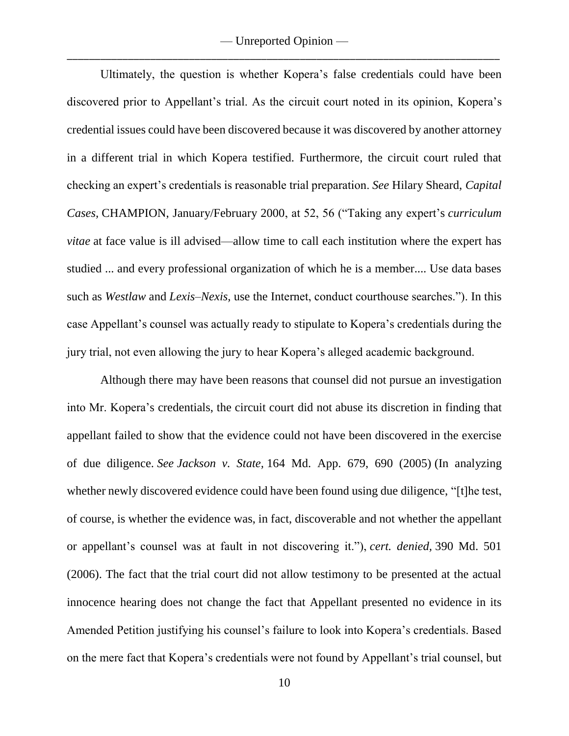Ultimately, the question is whether Kopera's false credentials could have been discovered prior to Appellant's trial. As the circuit court noted in its opinion, Kopera's credential issues could have been discovered because it was discovered by another attorney in a different trial in which Kopera testified. Furthermore, the circuit court ruled that checking an expert's credentials is reasonable trial preparation. *See* Hilary Sheard, *Capital Cases*, CHAMPION, January/February 2000, at 52, 56 ("Taking any expert's *curriculum vitae* at face value is ill advised—allow time to call each institution where the expert has studied ... and every professional organization of which he is a member.... Use data bases such as *Westlaw* and *Lexis–Nexis*, use the Internet, conduct courthouse searches."). In this case Appellant's counsel was actually ready to stipulate to Kopera's credentials during the jury trial, not even allowing the jury to hear Kopera's alleged academic background.

Although there may have been reasons that counsel did not pursue an investigation into Mr. Kopera's credentials, the circuit court did not abuse its discretion in finding that appellant failed to show that the evidence could not have been discovered in the exercise of due diligence. *See Jackson v. State*, 164 Md. App. 679, 690 (2005) (In analyzing whether newly discovered evidence could have been found using due diligence, "[t]he test, of course, is whether the evidence was, in fact, discoverable and not whether the appellant or appellant's counsel was at fault in not discovering it."), *cert. denied,* 390 Md. 501 (2006). The fact that the trial court did not allow testimony to be presented at the actual innocence hearing does not change the fact that Appellant presented no evidence in its Amended Petition justifying his counsel's failure to look into Kopera's credentials. Based on the mere fact that Kopera's credentials were not found by Appellant's trial counsel, but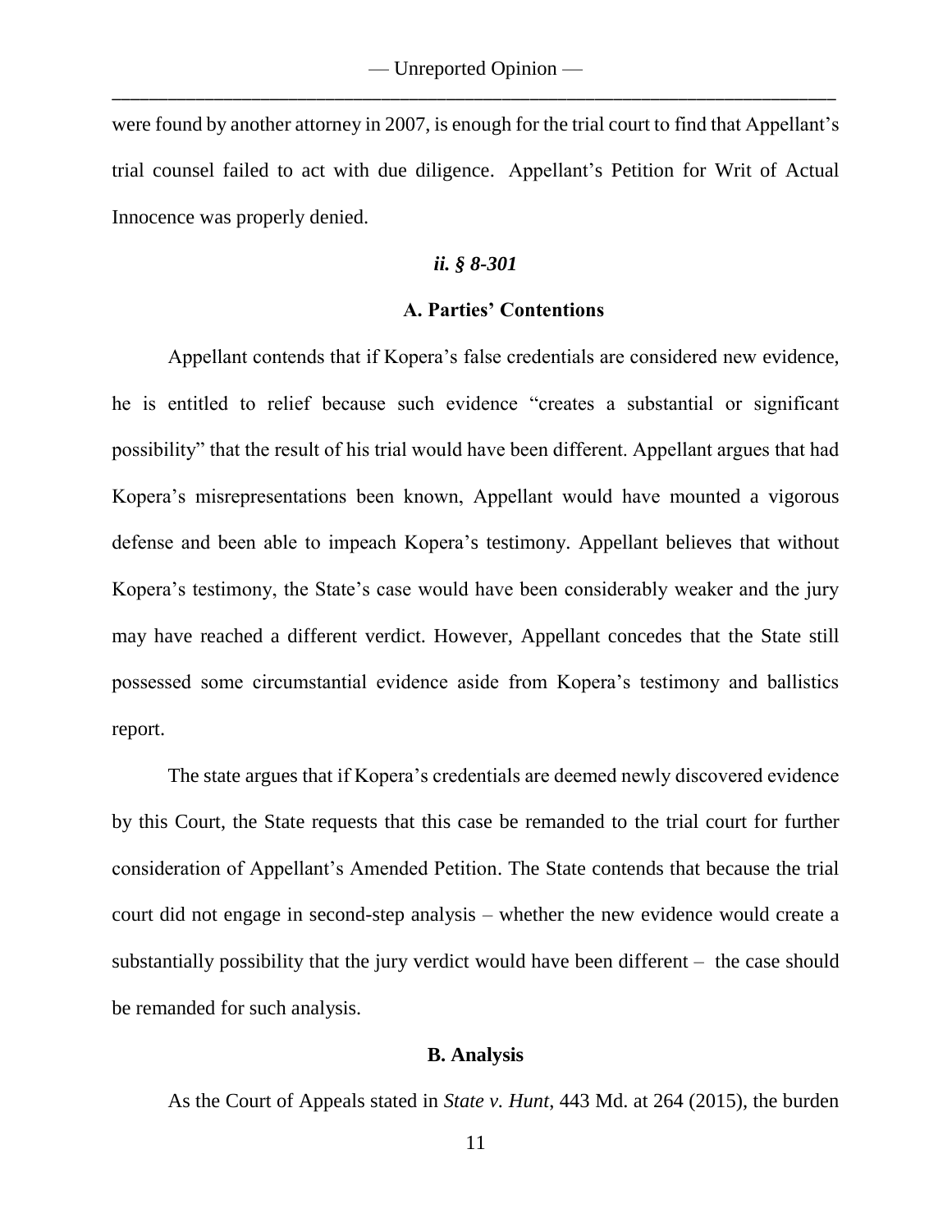were found by another attorney in 2007, is enough for the trial court to find that Appellant's trial counsel failed to act with due diligence. Appellant's Petition for Writ of Actual Innocence was properly denied.

### *ii. § 8-301*

#### A. Parties' Contentions

Appellant contends that if Kopera's false credentials are considered new evidence, he is entitled to relief because such evidence "creates a substantial or significant possibility" that the result of his trial would have been different. Appellant argues that had Kopera's misrepresentations been known, Appellant would have mounted a vigorous defense and been able to impeach Kopera's testimony. Appellant believes that without Kopera's testimony, the State's case would have been considerably weaker and the jury may have reached a different verdict. However, Appellant concedes that the State still possessed some circumstantial evidence aside from Kopera's testimony and ballistics report.

The state argues that if Kopera's credentials are deemed newly discovered evidence by this Court, the State requests that this case be remanded to the trial court for further consideration of Appellant's Amended Petition. The State contends that because the trial court did not engage in second-step analysis – whether the new evidence would create a substantially possibility that the jury verdict would have been different – the case should be remanded for such analysis.

#### B. Analysis

As the Court of Appeals stated in *State v. Hunt*, 443 Md. at 264 (2015), the burden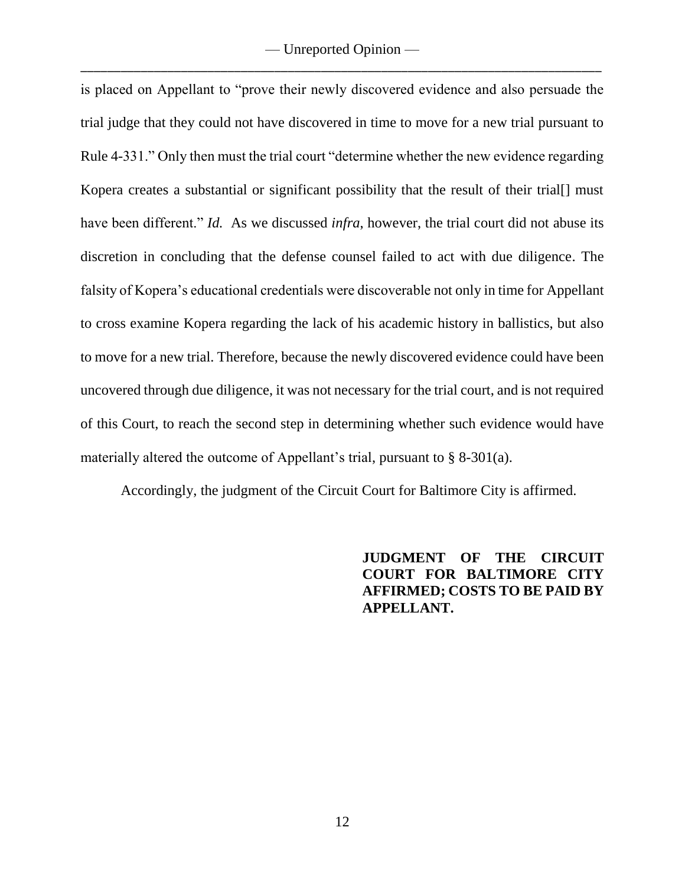is placed on Appellant to "prove their newly discovered evidence and also persuade the trial judge that they could not have discovered in time to move for a new trial pursuant to Rule 4-331." Only then must the trial court "determine whether the new evidence regarding Kopera creates a substantial or significant possibility that the result of their trial[] must have been different." *Id.* As we discussed *infra*, however, the trial court did not abuse its discretion in concluding that the defense counsel failed to act with due diligence. The falsity of Kopera's educational credentials were discoverable not only in time for Appellant to cross examine Kopera regarding the lack of his academic history in ballistics, but also to move for a new trial. Therefore, because the newly discovered evidence could have been uncovered through due diligence, it was not necessary for the trial court, and is not required of this Court, to reach the second step in determining whether such evidence would have materially altered the outcome of Appellant's trial, pursuant to § 8-301(a).

Accordingly, the judgment of the Circuit Court for Baltimore City is affirmed.

**JUDGMENT OF THE CIRCUIT COURT FOR BALTIMORE CITY AFFIRMED; COSTS TO BE PAID BY APPELLANT.**